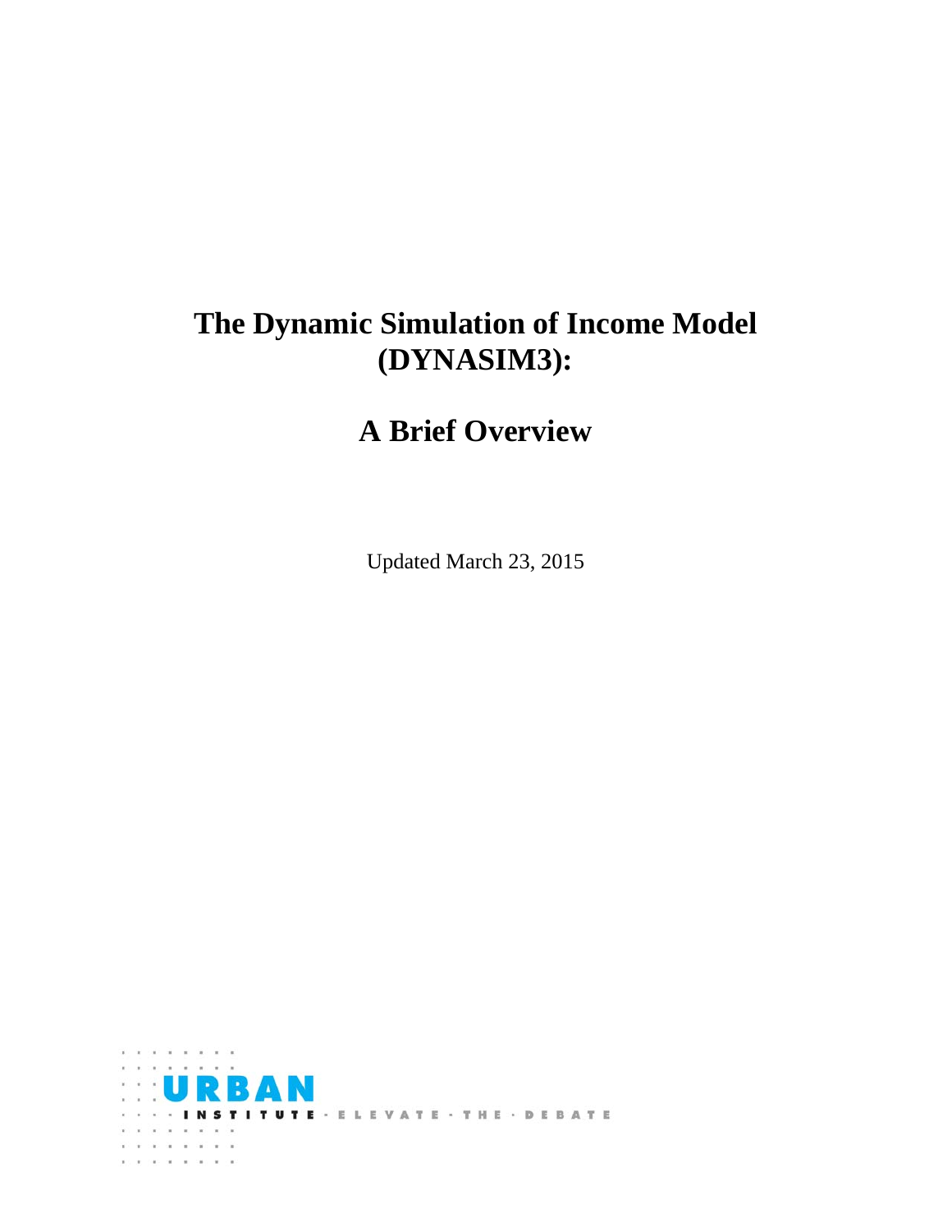# The Dynamic Simulation of Income Model (DYNASIM3):

# A Brief Overview

Updated March 23, 2015

URBAN INSTITUTE · ELEVATE · THE · DEBATE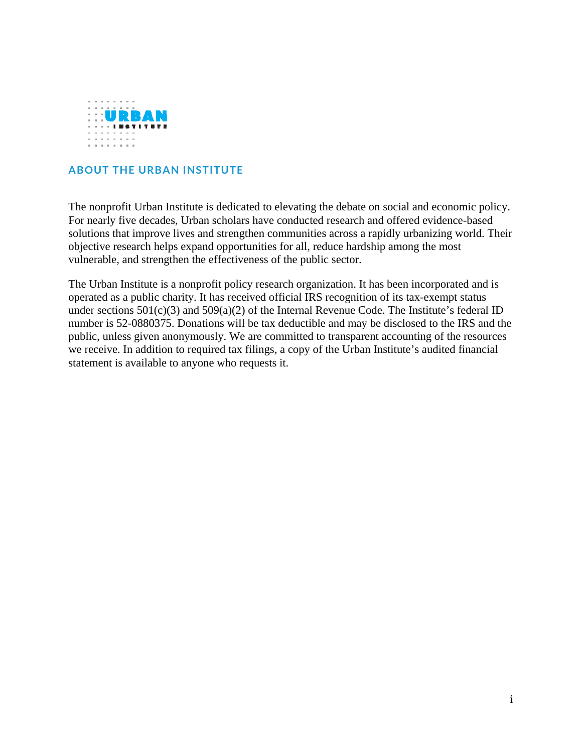## ABOUT THE URBAN INSTITUTE

The nonprofit Urban Institute is dedicated to elevating the debate on social and economic policy. For nearly five decades, Urban scholars have conducted research and offered evidence-based solutions that improve lives and strengthen communities across a rapidly urbanizing world. Their objective research helps expand opportunities for all, reduce hardship among the most vulnerable, and strengthen the effectiveness of the public sector.

The Urban Institute is a nonprofit policy research organization. It has been incorporated and is operated as a public charity. It has received official IRS recognition of its tax-exempt status under sections 501(c)(3) and 509(a)(2) of the Internal Revenue Code. The Institute's federal ID number is 52-0880375. Donations will be tax deductible and may be disclosed to the IRS and the public, unless given anonymously. We are committed to transparent accounting of the resources we receive. In addition to required tax filings, a copy of the Urban Institute's audited financial statement is available to anyone who requests it.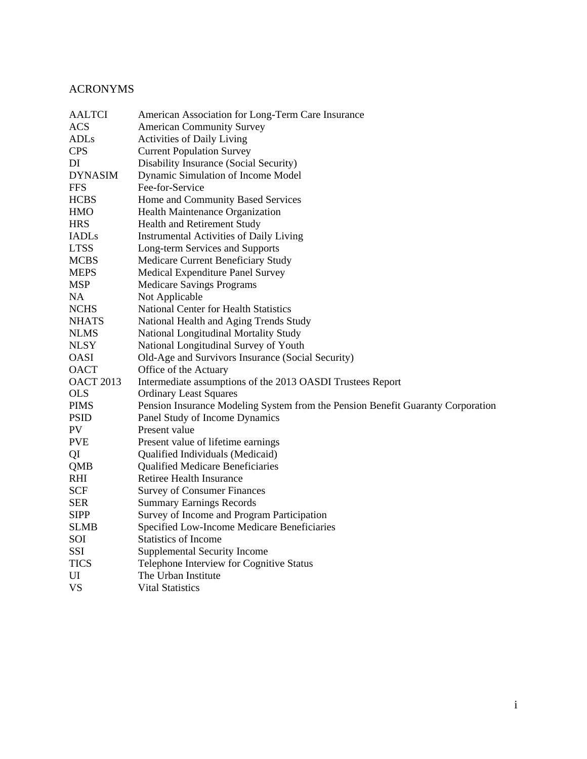# ACRONYMS

| | |
|---|---|
| AALTCI | American Association for Long-Term Care Insurance |
| ACS | American Community Survey |
| ADLs | Activities of Daily Living |
| CPS | Current Population Survey |
| DI | Disability Insurance (Social Security) |
| DYNASIM | Dynamic Simulation of Income Model |
| FFS | Fee-for-Service |
| HCBS | Home and Community Based Services |
| HMO | Health Maintenance Organization |
| HRS | Health and Retirement Study |
| IADLs | Instrumental Activities of Daily Living |
| LTSS | Long-term Services and Supports |
| MCBS | Medicare Current Beneficiary Study |
| MEPS | Medical Expenditure Panel Survey |
| MSP | Medicare Savings Programs |
| NA | Not Applicable |
| NCHS | National Center for Health Statistics |
| NHATS | National Health and Aging Trends Study |
| NLMS | National Longitudinal Mortality Study |
| NLSY | National Longitudinal Survey of Youth |
| OASI | Old-Age and Survivors Insurance (Social Security) |
| OACT | Office of the Actuary |
| OACT 2013 | Intermediate assumptions of the 2013 OASDI Trustees Report |
| OLS | Ordinary Least Squares |
| PIMS | Pension Insurance Modeling System from the Pension Benefit Guaranty Corporation |
| PSID | Panel Study of Income Dynamics |
| PV | Present value |
| PVE | Present value of lifetime earnings |
| QI | Qualified Individuals (Medicaid) |
| QMB | Qualified Medicare Beneficiaries |
| RHI | Retiree Health Insurance |
| SCF | Survey of Consumer Finances |
| SER | Summary Earnings Records |
| SIPP | Survey of Income and Program Participation |
| SLMB | Specified Low-Income Medicare Beneficiaries |
| SOI | Statistics of Income |
| SSI | Supplemental Security Income |
| TICS | Telephone Interview for Cognitive Status |
| UI | The Urban Institute |
| VS | Vital Statistics |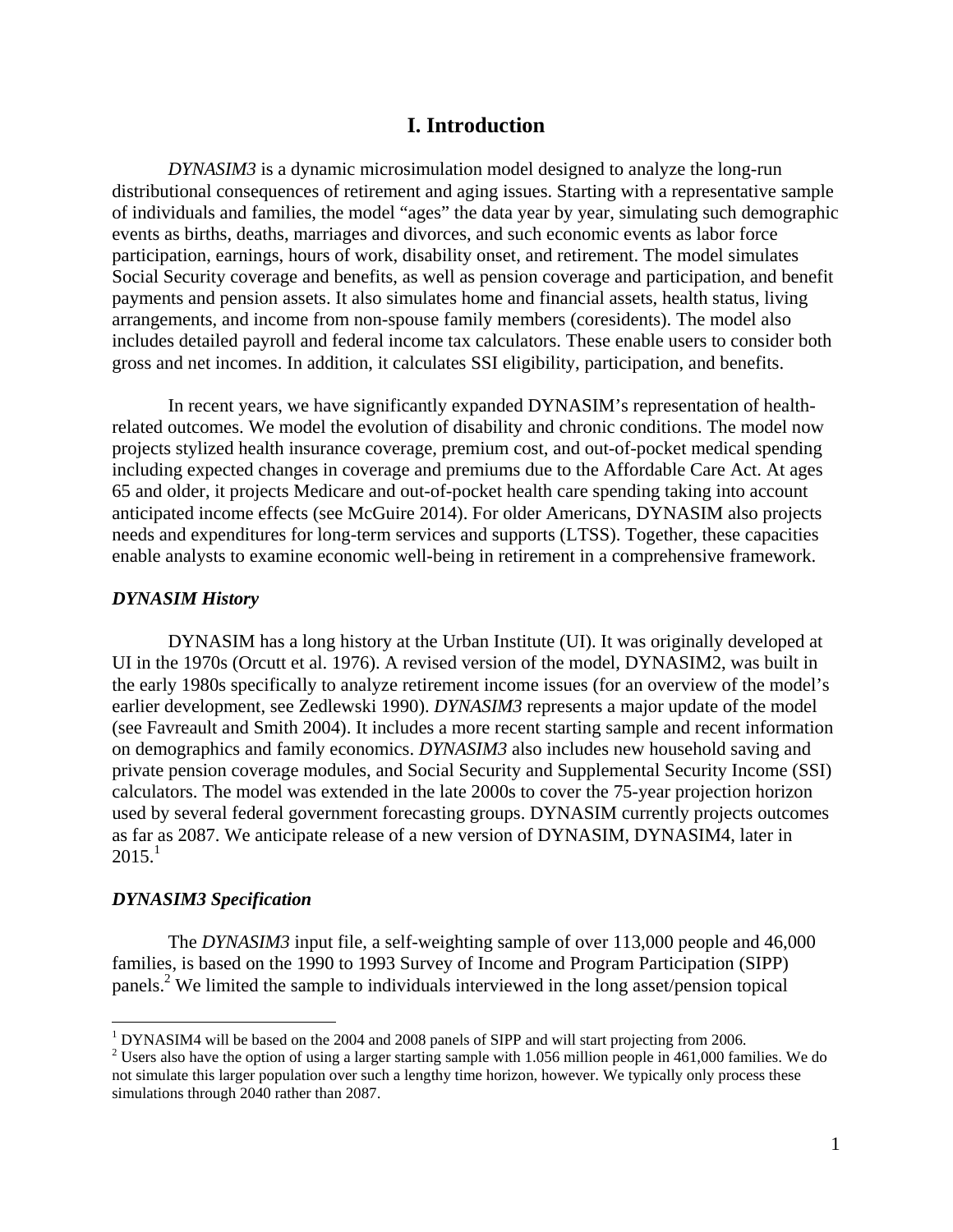# I. Introduction

*DYNASIM3* is a dynamic microsimulation model designed to analyze the long-run distributional consequences of retirement and aging issues. Starting with a representative sample of individuals and families, the model "ages" the data year by year, simulating such demographic events as births, deaths, marriages and divorces, and such economic events as labor force participation, earnings, hours of work, disability onset, and retirement. The model simulates Social Security coverage and benefits, as well as pension coverage and participation, and benefit payments and pension assets. It also simulates home and financial assets, health status, living arrangements, and income from non-spouse family members (coresidents). The model also includes detailed payroll and federal income tax calculators. These enable users to consider both gross and net incomes. In addition, it calculates SSI eligibility, participation, and benefits.

In recent years, we have significantly expanded DYNASIM's representation of health-related outcomes. We model the evolution of disability and chronic conditions. The model now projects stylized health insurance coverage, premium cost, and out-of-pocket medical spending including expected changes in coverage and premiums due to the Affordable Care Act. At ages 65 and older, it projects Medicare and out-of-pocket health care spending taking into account anticipated income effects (see McGuire 2014). For older Americans, DYNASIM also projects needs and expenditures for long-term services and supports (LTSS). Together, these capacities enable analysts to examine economic well-being in retirement in a comprehensive framework.

### *DYNASIM History*

DYNASIM has a long history at the Urban Institute (UI). It was originally developed at UI in the 1970s (Orcutt et al. 1976). A revised version of the model, DYNASIM2, was built in the early 1980s specifically to analyze retirement income issues (for an overview of the model's earlier development, see Zedlewski 1990). *DYNASIM3* represents a major update of the model (see Favreault and Smith 2004). It includes a more recent starting sample and recent information on demographics and family economics. *DYNASIM3* also includes new household saving and private pension coverage modules, and Social Security and Supplemental Security Income (SSI) calculators. The model was extended in the late 2000s to cover the 75-year projection horizon used by several federal government forecasting groups. DYNASIM currently projects outcomes as far as 2087. We anticipate release of a new version of DYNASIM, DYNASIM4, later in 2015.[1]

### *DYNASIM3 Specification*

The *DYNASIM3* input file, a self-weighting sample of over 113,000 people and 46,000 families, is based on the 1990 to 1993 Survey of Income and Program Participation (SIPP) panels.[2] We limited the sample to individuals interviewed in the long asset/pension topical

[1] DYNASIM4 will be based on the 2004 and 2008 panels of SIPP and will start projecting from 2006.

[2] Users also have the option of using a larger starting sample with 1.056 million people in 461,000 families. We do not simulate this larger population over such a lengthy time horizon, however. We typically only process these simulations through 2040 rather than 2087.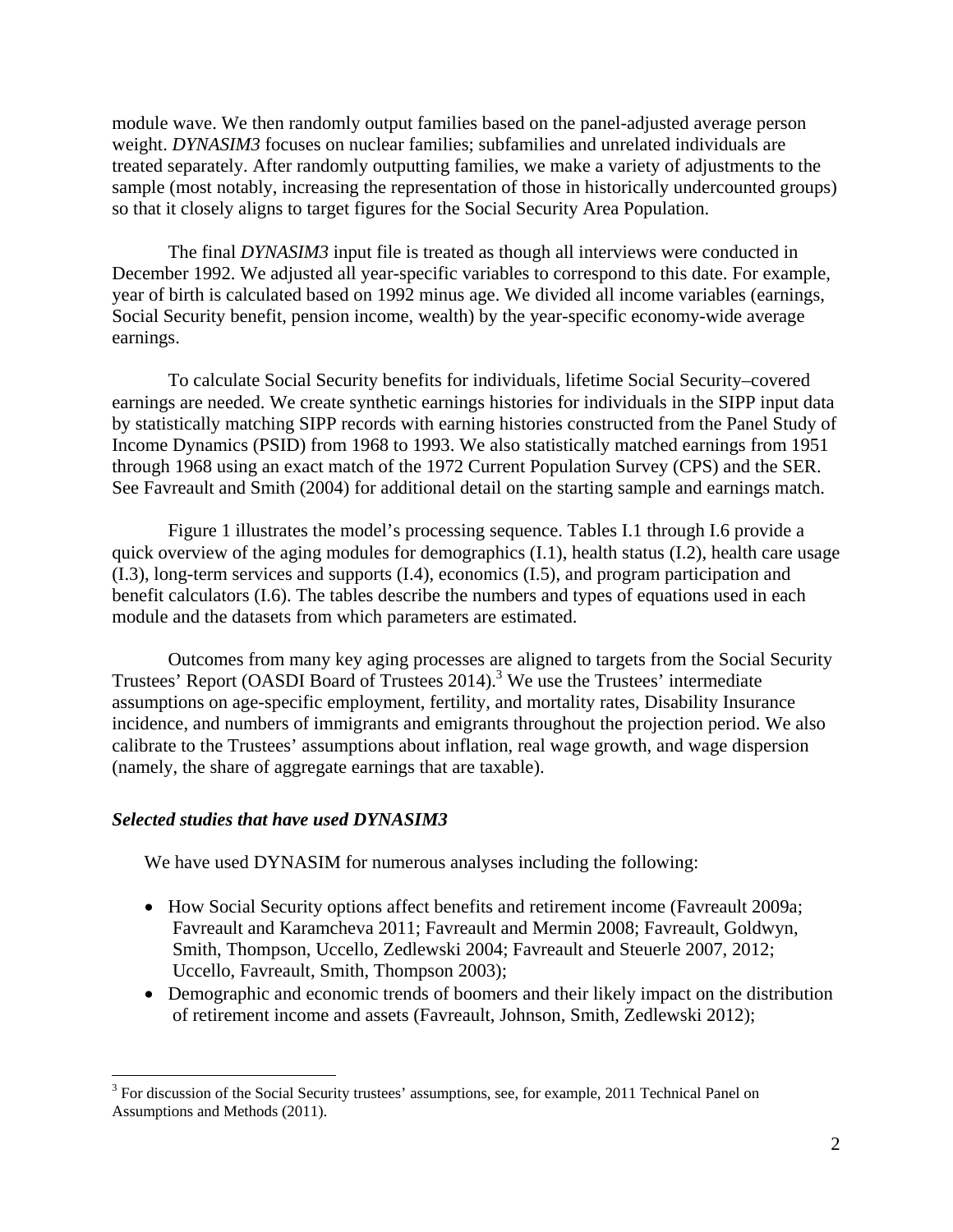module wave. We then randomly output families based on the panel-adjusted average person weight. *DYNASIM3* focuses on nuclear families; subfamilies and unrelated individuals are treated separately. After randomly outputting families, we make a variety of adjustments to the sample (most notably, increasing the representation of those in historically undercounted groups) so that it closely aligns to target figures for the Social Security Area Population.

The final *DYNASIM3* input file is treated as though all interviews were conducted in December 1992. We adjusted all year-specific variables to correspond to this date. For example, year of birth is calculated based on 1992 minus age. We divided all income variables (earnings, Social Security benefit, pension income, wealth) by the year-specific economy-wide average earnings.

To calculate Social Security benefits for individuals, lifetime Social Security–covered earnings are needed. We create synthetic earnings histories for individuals in the SIPP input data by statistically matching SIPP records with earning histories constructed from the Panel Study of Income Dynamics (PSID) from 1968 to 1993. We also statistically matched earnings from 1951 through 1968 using an exact match of the 1972 Current Population Survey (CPS) and the SER. See Favreault and Smith (2004) for additional detail on the starting sample and earnings match.

Figure 1 illustrates the model's processing sequence. Tables I.1 through I.6 provide a quick overview of the aging modules for demographics (I.1), health status (I.2), health care usage (I.3), long-term services and supports (I.4), economics (I.5), and program participation and benefit calculators (I.6). The tables describe the numbers and types of equations used in each module and the datasets from which parameters are estimated.

Outcomes from many key aging processes are aligned to targets from the Social Security Trustees' Report (OASDI Board of Trustees 2014).[3] We use the Trustees' intermediate assumptions on age-specific employment, fertility, and mortality rates, Disability Insurance incidence, and numbers of immigrants and emigrants throughout the projection period. We also calibrate to the Trustees' assumptions about inflation, real wage growth, and wage dispersion (namely, the share of aggregate earnings that are taxable).

### *Selected studies that have used DYNASIM3*

We have used DYNASIM for numerous analyses including the following:

- How Social Security options affect benefits and retirement income (Favreault 2009a; Favreault and Karamcheva 2011; Favreault and Mermin 2008; Favreault, Goldwyn, Smith, Thompson, Uccello, Zedlewski 2004; Favreault and Steuerle 2007, 2012; Uccello, Favreault, Smith, Thompson 2003);
- Demographic and economic trends of boomers and their likely impact on the distribution of retirement income and assets (Favreault, Johnson, Smith, Zedlewski 2012);

[3] For discussion of the Social Security trustees' assumptions, see, for example, 2011 Technical Panel on Assumptions and Methods (2011).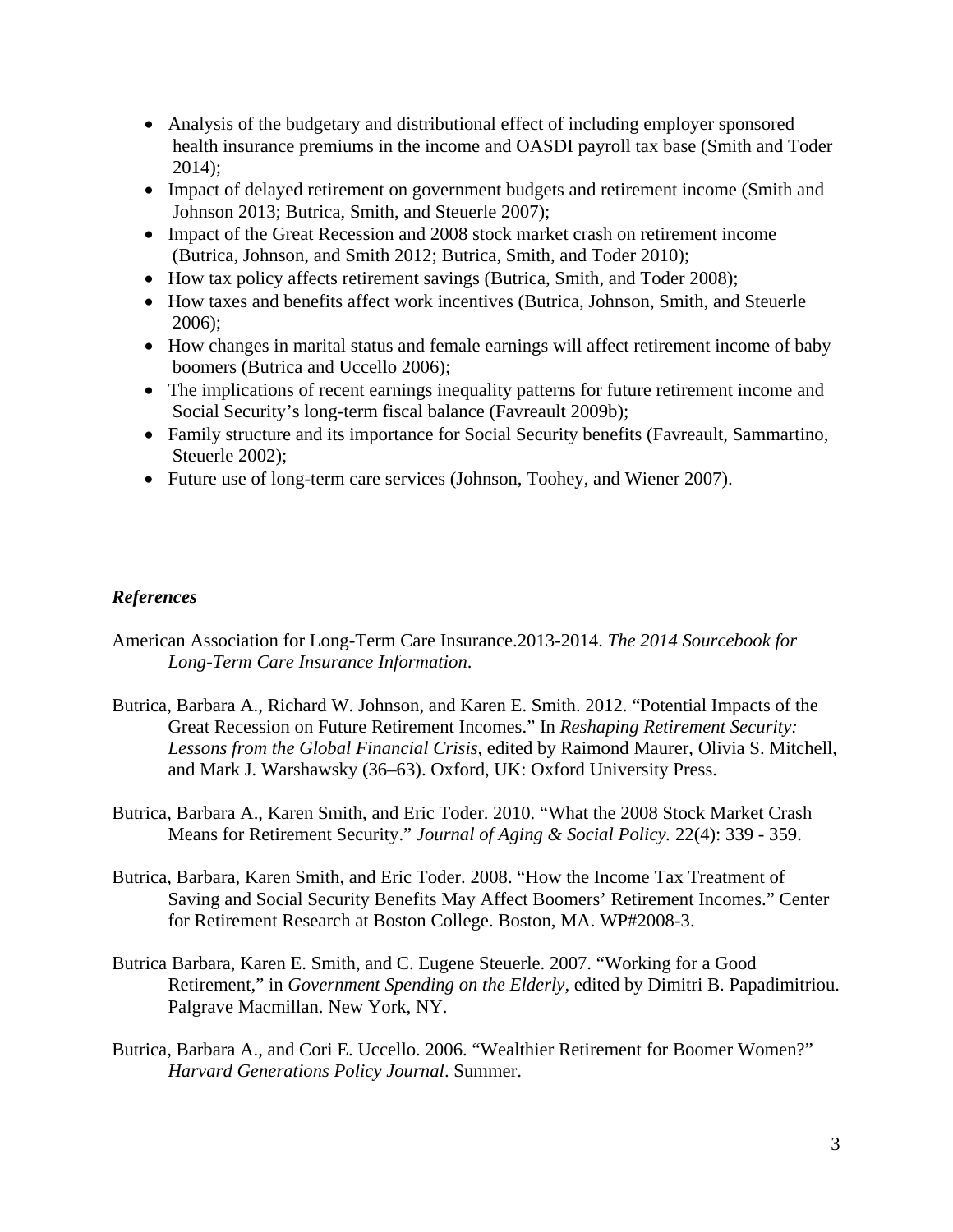- Analysis of the budgetary and distributional effect of including employer sponsored health insurance premiums in the income and OASDI payroll tax base (Smith and Toder 2014);
- Impact of delayed retirement on government budgets and retirement income (Smith and Johnson 2013; Butrica, Smith, and Steuerle 2007);
- Impact of the Great Recession and 2008 stock market crash on retirement income (Butrica, Johnson, and Smith 2012; Butrica, Smith, and Toder 2010);
- How tax policy affects retirement savings (Butrica, Smith, and Toder 2008);
- How taxes and benefits affect work incentives (Butrica, Johnson, Smith, and Steuerle 2006);
- How changes in marital status and female earnings will affect retirement income of baby boomers (Butrica and Uccello 2006);
- The implications of recent earnings inequality patterns for future retirement income and Social Security's long-term fiscal balance (Favreault 2009b);
- Family structure and its importance for Social Security benefits (Favreault, Sammartino, Steuerle 2002);
- Future use of long-term care services (Johnson, Toohey, and Wiener 2007).

### *References*

American Association for Long-Term Care Insurance.2013-2014. *The 2014 Sourcebook for Long-Term Care Insurance Information*.

Butrica, Barbara A., Richard W. Johnson, and Karen E. Smith. 2012. "Potential Impacts of the Great Recession on Future Retirement Incomes." In *Reshaping Retirement Security: Lessons from the Global Financial Crisis*, edited by Raimond Maurer, Olivia S. Mitchell, and Mark J. Warshawsky (36–63). Oxford, UK: Oxford University Press.

Butrica, Barbara A., Karen Smith, and Eric Toder. 2010. "What the 2008 Stock Market Crash Means for Retirement Security." *Journal of Aging & Social Policy.* 22(4): 339 - 359.

Butrica, Barbara, Karen Smith, and Eric Toder. 2008. "How the Income Tax Treatment of Saving and Social Security Benefits May Affect Boomers' Retirement Incomes." Center for Retirement Research at Boston College. Boston, MA. WP#2008-3.

Butrica Barbara, Karen E. Smith, and C. Eugene Steuerle. 2007. "Working for a Good Retirement," in *Government Spending on the Elderly,* edited by Dimitri B. Papadimitriou. Palgrave Macmillan. New York, NY.

Butrica, Barbara A., and Cori E. Uccello. 2006. "Wealthier Retirement for Boomer Women?" *Harvard Generations Policy Journal*. Summer.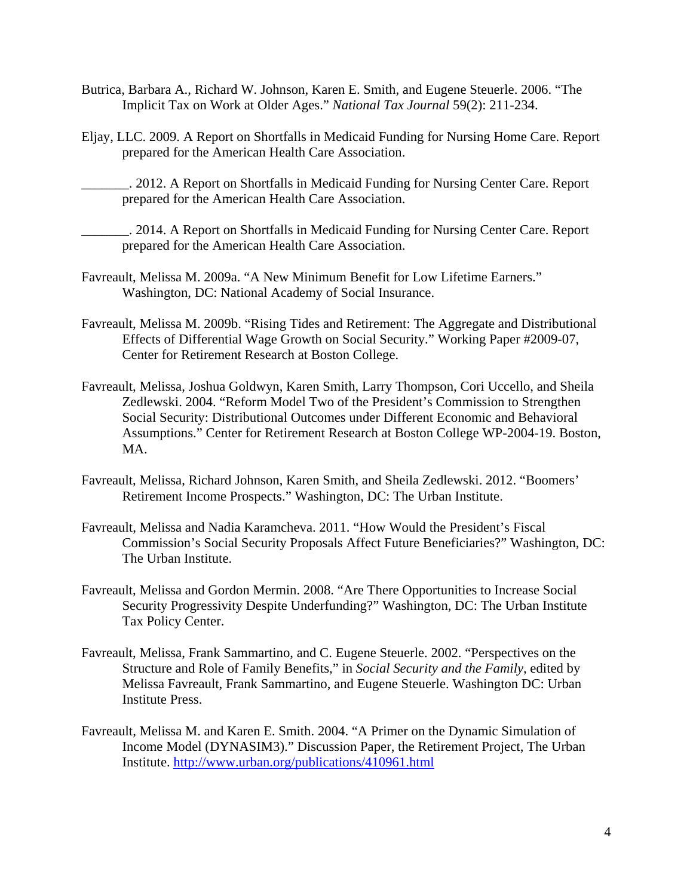Butrica, Barbara A., Richard W. Johnson, Karen E. Smith, and Eugene Steuerle. 2006. "The Implicit Tax on Work at Older Ages." *National Tax Journal* 59(2): 211-234.

Eljay, LLC. 2009. A Report on Shortfalls in Medicaid Funding for Nursing Home Care. Report prepared for the American Health Care Association.

_______. 2012. A Report on Shortfalls in Medicaid Funding for Nursing Center Care. Report prepared for the American Health Care Association.

_______. 2014. A Report on Shortfalls in Medicaid Funding for Nursing Center Care. Report prepared for the American Health Care Association.

Favreault, Melissa M. 2009a. "A New Minimum Benefit for Low Lifetime Earners." Washington, DC: National Academy of Social Insurance.

Favreault, Melissa M. 2009b. "Rising Tides and Retirement: The Aggregate and Distributional Effects of Differential Wage Growth on Social Security." Working Paper #2009-07, Center for Retirement Research at Boston College.

Favreault, Melissa, Joshua Goldwyn, Karen Smith, Larry Thompson, Cori Uccello, and Sheila Zedlewski. 2004. "Reform Model Two of the President's Commission to Strengthen Social Security: Distributional Outcomes under Different Economic and Behavioral Assumptions." Center for Retirement Research at Boston College WP-2004-19. Boston, MA.

Favreault, Melissa, Richard Johnson, Karen Smith, and Sheila Zedlewski. 2012. "Boomers' Retirement Income Prospects." Washington, DC: The Urban Institute.

Favreault, Melissa and Nadia Karamcheva. 2011. "How Would the President's Fiscal Commission's Social Security Proposals Affect Future Beneficiaries?" Washington, DC: The Urban Institute.

Favreault, Melissa and Gordon Mermin. 2008. "Are There Opportunities to Increase Social Security Progressivity Despite Underfunding?" Washington, DC: The Urban Institute Tax Policy Center.

Favreault, Melissa, Frank Sammartino, and C. Eugene Steuerle. 2002. "Perspectives on the Structure and Role of Family Benefits," in *Social Security and the Family*, edited by Melissa Favreault, Frank Sammartino, and Eugene Steuerle. Washington DC: Urban Institute Press.

Favreault, Melissa M. and Karen E. Smith. 2004. "A Primer on the Dynamic Simulation of Income Model (DYNASIM3)." Discussion Paper, the Retirement Project, The Urban Institute. http://www.urban.org/publications/410961.html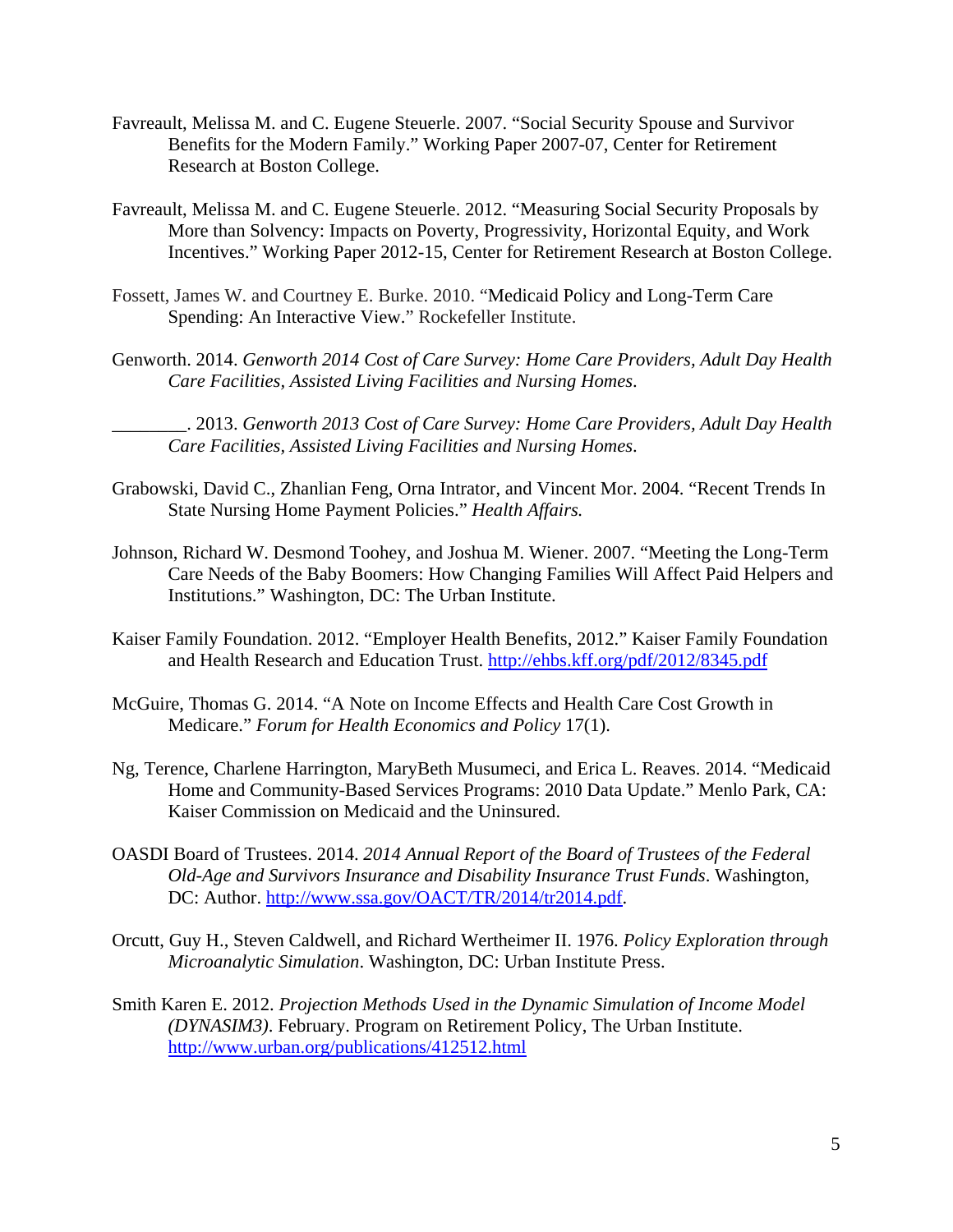Favreault, Melissa M. and C. Eugene Steuerle. 2007. “Social Security Spouse and Survivor Benefits for the Modern Family.” Working Paper 2007-07, Center for Retirement Research at Boston College.

Favreault, Melissa M. and C. Eugene Steuerle. 2012. “Measuring Social Security Proposals by More than Solvency: Impacts on Poverty, Progressivity, Horizontal Equity, and Work Incentives.” Working Paper 2012-15, Center for Retirement Research at Boston College.

Fossett, James W. and Courtney E. Burke. 2010. “Medicaid Policy and Long-Term Care Spending: An Interactive View.” Rockefeller Institute.

Genworth. 2014. *Genworth 2014 Cost of Care Survey: Home Care Providers, Adult Day Health Care Facilities, Assisted Living Facilities and Nursing Homes*.

________. 2013. *Genworth 2013 Cost of Care Survey: Home Care Providers, Adult Day Health Care Facilities, Assisted Living Facilities and Nursing Homes*.

Grabowski, David C., Zhanlian Feng, Orna Intrator, and Vincent Mor. 2004. “Recent Trends In State Nursing Home Payment Policies.” *Health Affairs.*

Johnson, Richard W. Desmond Toohey, and Joshua M. Wiener. 2007. “Meeting the Long-Term Care Needs of the Baby Boomers: How Changing Families Will Affect Paid Helpers and Institutions.” Washington, DC: The Urban Institute.

Kaiser Family Foundation. 2012. “Employer Health Benefits, 2012.” Kaiser Family Foundation and Health Research and Education Trust. http://ehbs.kff.org/pdf/2012/8345.pdf

McGuire, Thomas G. 2014. “A Note on Income Effects and Health Care Cost Growth in Medicare.” *Forum for Health Economics and Policy* 17(1).

Ng, Terence, Charlene Harrington, MaryBeth Musumeci, and Erica L. Reaves. 2014. “Medicaid Home and Community-Based Services Programs: 2010 Data Update.” Menlo Park, CA: Kaiser Commission on Medicaid and the Uninsured.

OASDI Board of Trustees. 2014. *2014 Annual Report of the Board of Trustees of the Federal Old-Age and Survivors Insurance and Disability Insurance Trust Funds*. Washington, DC: Author. http://www.ssa.gov/OACT/TR/2014/tr2014.pdf.

Orcutt, Guy H., Steven Caldwell, and Richard Wertheimer II. 1976. *Policy Exploration through Microanalytic Simulation*. Washington, DC: Urban Institute Press.

Smith Karen E. 2012. *Projection Methods Used in the Dynamic Simulation of Income Model (DYNASIM3)*. February. Program on Retirement Policy, The Urban Institute. http://www.urban.org/publications/412512.html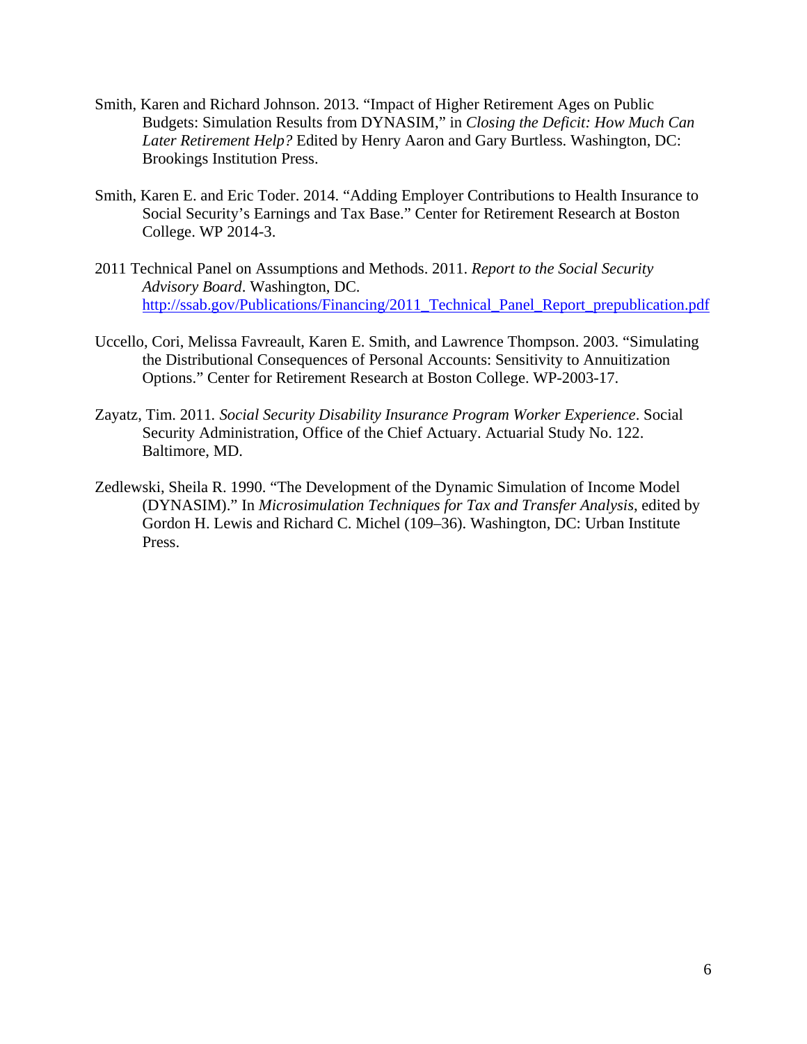Smith, Karen and Richard Johnson. 2013. "Impact of Higher Retirement Ages on Public Budgets: Simulation Results from DYNASIM," in *Closing the Deficit: How Much Can Later Retirement Help?* Edited by Henry Aaron and Gary Burtless. Washington, DC: Brookings Institution Press.

Smith, Karen E. and Eric Toder. 2014. "Adding Employer Contributions to Health Insurance to Social Security's Earnings and Tax Base." Center for Retirement Research at Boston College. WP 2014-3.

2011 Technical Panel on Assumptions and Methods. 2011. *Report to the Social Security Advisory Board*. Washington, DC. http://ssab.gov/Publications/Financing/2011_Technical_Panel_Report_prepublication.pdf

Uccello, Cori, Melissa Favreault, Karen E. Smith, and Lawrence Thompson. 2003. "Simulating the Distributional Consequences of Personal Accounts: Sensitivity to Annuitization Options." Center for Retirement Research at Boston College. WP-2003-17.

Zayatz, Tim. 2011. *Social Security Disability Insurance Program Worker Experience*. Social Security Administration, Office of the Chief Actuary. Actuarial Study No. 122. Baltimore, MD.

Zedlewski, Sheila R. 1990. "The Development of the Dynamic Simulation of Income Model (DYNASIM)." In *Microsimulation Techniques for Tax and Transfer Analysis*, edited by Gordon H. Lewis and Richard C. Michel (109–36). Washington, DC: Urban Institute Press.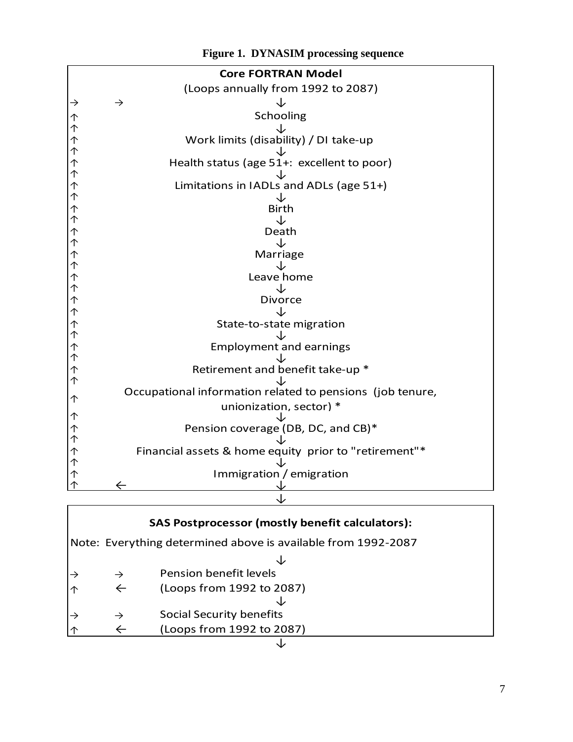**Figure 1. DYNASIM processing sequence**

**Core FORTRAN Model**

(Loops annually from 1992 to 2087)

→ → ↓

Schooling

↓

Work limits (disability) / DI take-up

↓

Health status (age 51+: excellent to poor)

↓

Limitations in IADLs and ADLs (age 51+)

↓

Birth

↓

Death

↓

Marriage

↓

Leave home

↓

Divorce

↓

State-to-state migration

↓

Employment and earnings

↓

Retirement and benefit take-up *

↓

Occupational information related to pensions (job tenure, unionization, sector) *

↓

Pension coverage (DB, DC, and CB)*

↓

Financial assets & home equity prior to "retirement"*

↓

Immigration / emigration

↑ ← ↓

↓

**SAS Postprocessor (mostly benefit calculators):**

Note: Everything determined above is available from 1992-2087

↓

→ → Pension benefit levels

↑ ← (Loops from 1992 to 2087)

↓

→ → Social Security benefits

↑ ← (Loops from 1992 to 2087)

↓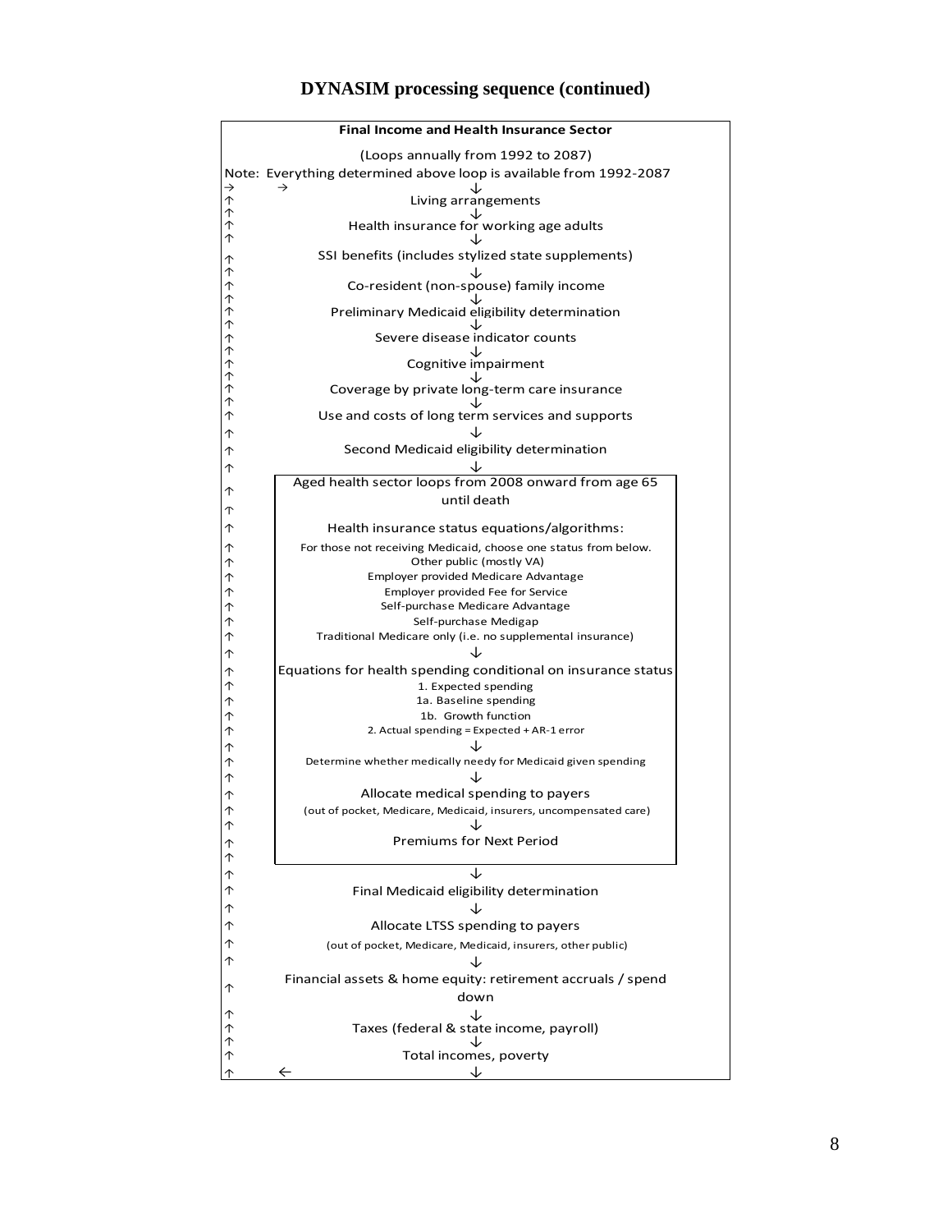# DYNASIM processing sequence (continued)

**Final Income and Health Insurance Sector**

(Loops annually from 1992 to 2087)

Note: Everything determined above loop is available from 1992-2087

↓

Living arrangements

↓

Health insurance for working age adults

↓

SSI benefits (includes stylized state supplements)

↓

Co-resident (non-spouse) family income

↓

Preliminary Medicaid eligibility determination

↓

Severe disease indicator counts

↓

Cognitive impairment

↓

Coverage by private long-term care insurance

↓

Use and costs of long term services and supports

↓

Second Medicaid eligibility determination

↓

> Aged health sector loops from 2008 onward from age 65 until death
>
> Health insurance status equations/algorithms:
>
> For those not receiving Medicaid, choose one status from below.
> - Other public (mostly VA)
> - Employer provided Medicare Advantage
> - Employer provided Fee for Service
> - Self-purchase Medicare Advantage
> - Self-purchase Medigap
> - Traditional Medicare only (i.e. no supplemental insurance)
>
> ↓
>
> Equations for health spending conditional on insurance status
> 1. Expected spending
>    - 1a. Baseline spending
>    - 1b. Growth function
> 2. Actual spending = Expected + AR-1 error
>
> ↓
>
> Determine whether medically needy for Medicaid given spending
>
> ↓
>
> Allocate medical spending to payers
> (out of pocket, Medicare, Medicaid, insurers, uncompensated care)
>
> ↓
>
> Premiums for Next Period

↓

Final Medicaid eligibility determination

↓

Allocate LTSS spending to payers

(out of pocket, Medicare, Medicaid, insurers, other public)

↓

Financial assets & home equity: retirement accruals / spend down

↓

Taxes (federal & state income, payroll)

↓

Total incomes, poverty

← (loop back to top)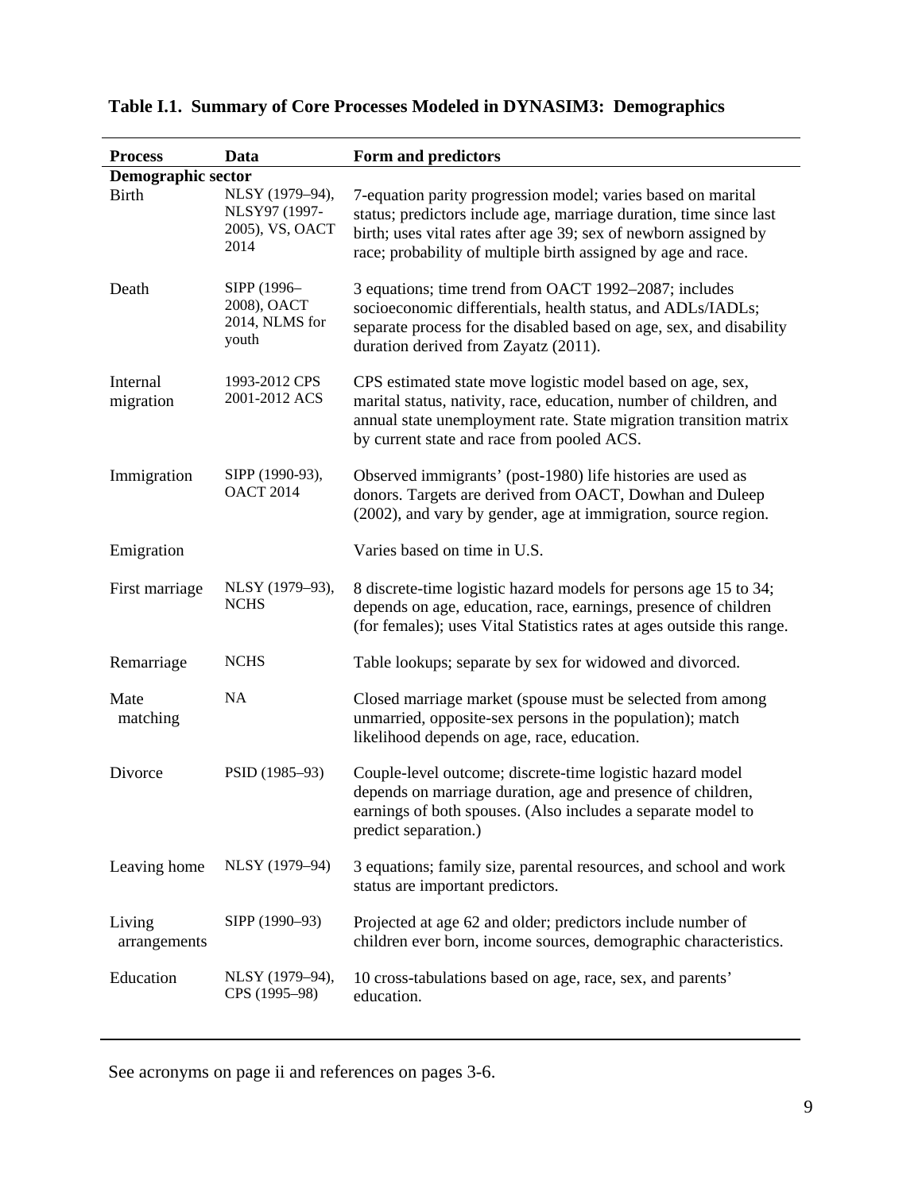**Table I.1. Summary of Core Processes Modeled in DYNASIM3: Demographics**

| Process | Data | Form and predictors |
|---|---|---|
| **Demographic sector** | | |
| Birth | NLSY (1979–94), NLSY97 (1997-2005), VS, OACT 2014 | 7-equation parity progression model; varies based on marital status; predictors include age, marriage duration, time since last birth; uses vital rates after age 39; sex of newborn assigned by race; probability of multiple birth assigned by age and race. |
| Death | SIPP (1996–2008), OACT 2014, NLMS for youth | 3 equations; time trend from OACT 1992–2087; includes socioeconomic differentials, health status, and ADLs/IADLs; separate process for the disabled based on age, sex, and disability duration derived from Zayatz (2011). |
| Internal migration | 1993-2012 CPS 2001-2012 ACS | CPS estimated state move logistic model based on age, sex, marital status, nativity, race, education, number of children, and annual state unemployment rate. State migration transition matrix by current state and race from pooled ACS. |
| Immigration | SIPP (1990-93), OACT 2014 | Observed immigrants' (post-1980) life histories are used as donors. Targets are derived from OACT, Dowhan and Duleep (2002), and vary by gender, age at immigration, source region. |
| Emigration | | Varies based on time in U.S. |
| First marriage | NLSY (1979–93), NCHS | 8 discrete-time logistic hazard models for persons age 15 to 34; depends on age, education, race, earnings, presence of children (for females); uses Vital Statistics rates at ages outside this range. |
| Remarriage | NCHS | Table lookups; separate by sex for widowed and divorced. |
| Mate matching | NA | Closed marriage market (spouse must be selected from among unmarried, opposite-sex persons in the population); match likelihood depends on age, race, education. |
| Divorce | PSID (1985–93) | Couple-level outcome; discrete-time logistic hazard model depends on marriage duration, age and presence of children, earnings of both spouses. (Also includes a separate model to predict separation.) |
| Leaving home | NLSY (1979–94) | 3 equations; family size, parental resources, and school and work status are important predictors. |
| Living arrangements | SIPP (1990–93) | Projected at age 62 and older; predictors include number of children ever born, income sources, demographic characteristics. |
| Education | NLSY (1979–94), CPS (1995–98) | 10 cross-tabulations based on age, race, sex, and parents' education. |

See acronyms on page ii and references on pages 3-6.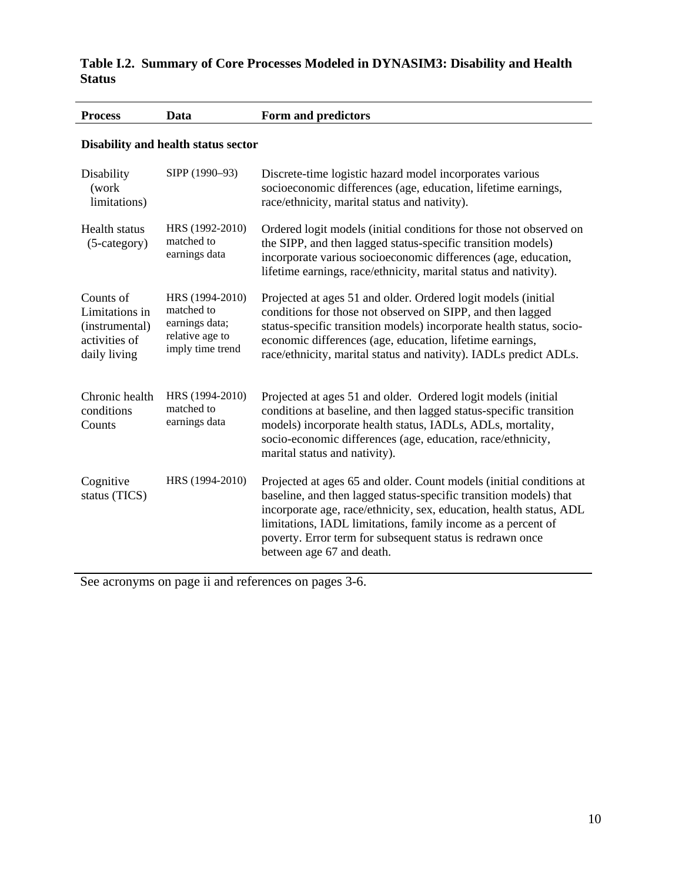**Table I.2. Summary of Core Processes Modeled in DYNASIM3: Disability and Health Status**

| Process | Data | Form and predictors |
|---|---|---|
| **Disability and health status sector** | | |
| Disability (work limitations) | SIPP (1990–93) | Discrete-time logistic hazard model incorporates various socioeconomic differences (age, education, lifetime earnings, race/ethnicity, marital status and nativity). |
| Health status (5-category) | HRS (1992-2010) matched to earnings data | Ordered logit models (initial conditions for those not observed on the SIPP, and then lagged status-specific transition models) incorporate various socioeconomic differences (age, education, lifetime earnings, race/ethnicity, marital status and nativity). |
| Counts of Limitations in (instrumental) activities of daily living | HRS (1994-2010) matched to earnings data; relative age to imply time trend | Projected at ages 51 and older. Ordered logit models (initial conditions for those not observed on SIPP, and then lagged status-specific transition models) incorporate health status, socio-economic differences (age, education, lifetime earnings, race/ethnicity, marital status and nativity). IADLs predict ADLs. |
| Chronic health conditions Counts | HRS (1994-2010) matched to earnings data | Projected at ages 51 and older. Ordered logit models (initial conditions at baseline, and then lagged status-specific transition models) incorporate health status, IADLs, ADLs, mortality, socio-economic differences (age, education, race/ethnicity, marital status and nativity). |
| Cognitive status (TICS) | HRS (1994-2010) | Projected at ages 65 and older. Count models (initial conditions at baseline, and then lagged status-specific transition models) that incorporate age, race/ethnicity, sex, education, health status, ADL limitations, IADL limitations, family income as a percent of poverty. Error term for subsequent status is redrawn once between age 67 and death. |

See acronyms on page ii and references on pages 3-6.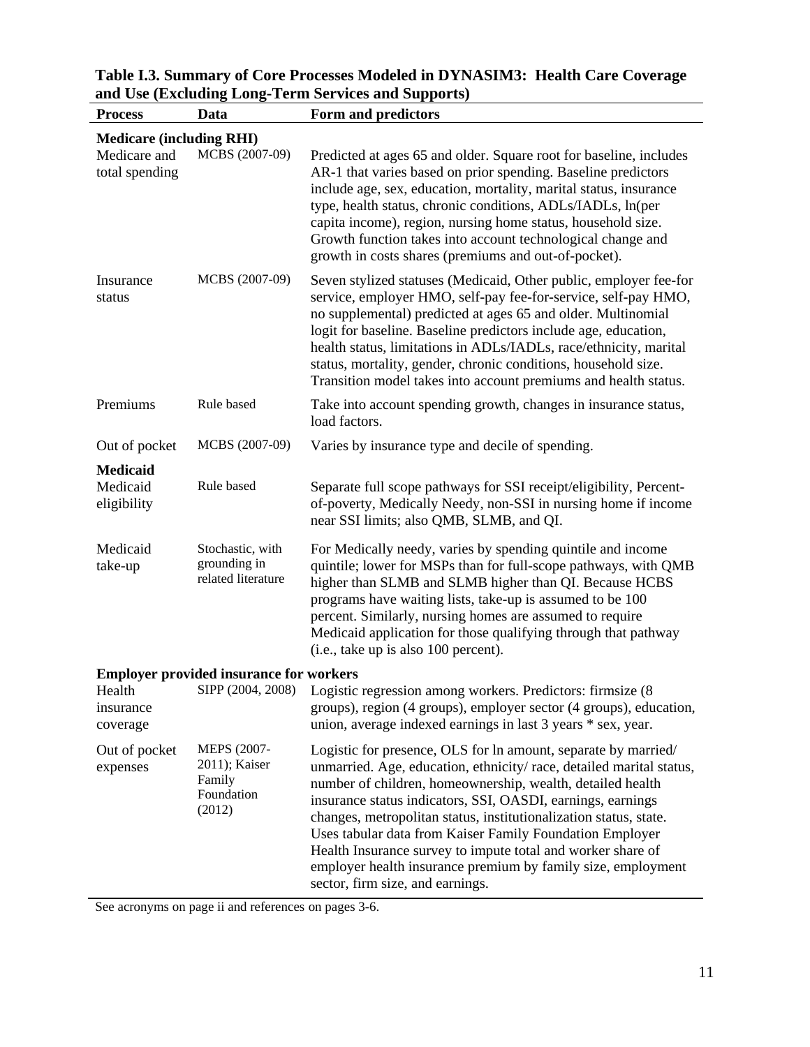**Table I.3. Summary of Core Processes Modeled in DYNASIM3: Health Care Coverage and Use (Excluding Long-Term Services and Supports)**

| Process | Data | Form and predictors |
|---|---|---|
| **Medicare (including RHI)** | | |
| Medicare and total spending | MCBS (2007-09) | Predicted at ages 65 and older. Square root for baseline, includes AR-1 that varies based on prior spending. Baseline predictors include age, sex, education, mortality, marital status, insurance type, health status, chronic conditions, ADLs/IADLs, ln(per capita income), region, nursing home status, household size. Growth function takes into account technological change and growth in costs shares (premiums and out-of-pocket). |
| Insurance status | MCBS (2007-09) | Seven stylized statuses (Medicaid, Other public, employer fee-for service, employer HMO, self-pay fee-for-service, self-pay HMO, no supplemental) predicted at ages 65 and older. Multinomial logit for baseline. Baseline predictors include age, education, health status, limitations in ADLs/IADLs, race/ethnicity, marital status, mortality, gender, chronic conditions, household size. Transition model takes into account premiums and health status. |
| Premiums | Rule based | Take into account spending growth, changes in insurance status, load factors. |
| Out of pocket | MCBS (2007-09) | Varies by insurance type and decile of spending. |
| **Medicaid** | | |
| Medicaid eligibility | Rule based | Separate full scope pathways for SSI receipt/eligibility, Percent-of-poverty, Medically Needy, non-SSI in nursing home if income near SSI limits; also QMB, SLMB, and QI. |
| Medicaid take-up | Stochastic, with grounding in related literature | For Medically needy, varies by spending quintile and income quintile; lower for MSPs than for full-scope pathways, with QMB higher than SLMB and SLMB higher than QI. Because HCBS programs have waiting lists, take-up is assumed to be 100 percent. Similarly, nursing homes are assumed to require Medicaid application for those qualifying through that pathway (i.e., take up is also 100 percent). |
| **Employer provided insurance for workers** | | |
| Health insurance coverage | SIPP (2004, 2008) | Logistic regression among workers. Predictors: firmsize (8 groups), region (4 groups), employer sector (4 groups), education, union, average indexed earnings in last 3 years * sex, year. |
| Out of pocket expenses | MEPS (2007-2011); Kaiser Family Foundation (2012) | Logistic for presence, OLS for ln amount, separate by married/unmarried. Age, education, ethnicity/ race, detailed marital status, number of children, homeownership, wealth, detailed health insurance status indicators, SSI, OASDI, earnings, earnings changes, metropolitan status, institutionalization status, state. Uses tabular data from Kaiser Family Foundation Employer Health Insurance survey to impute total and worker share of employer health insurance premium by family size, employment sector, firm size, and earnings. |

See acronyms on page ii and references on pages 3-6.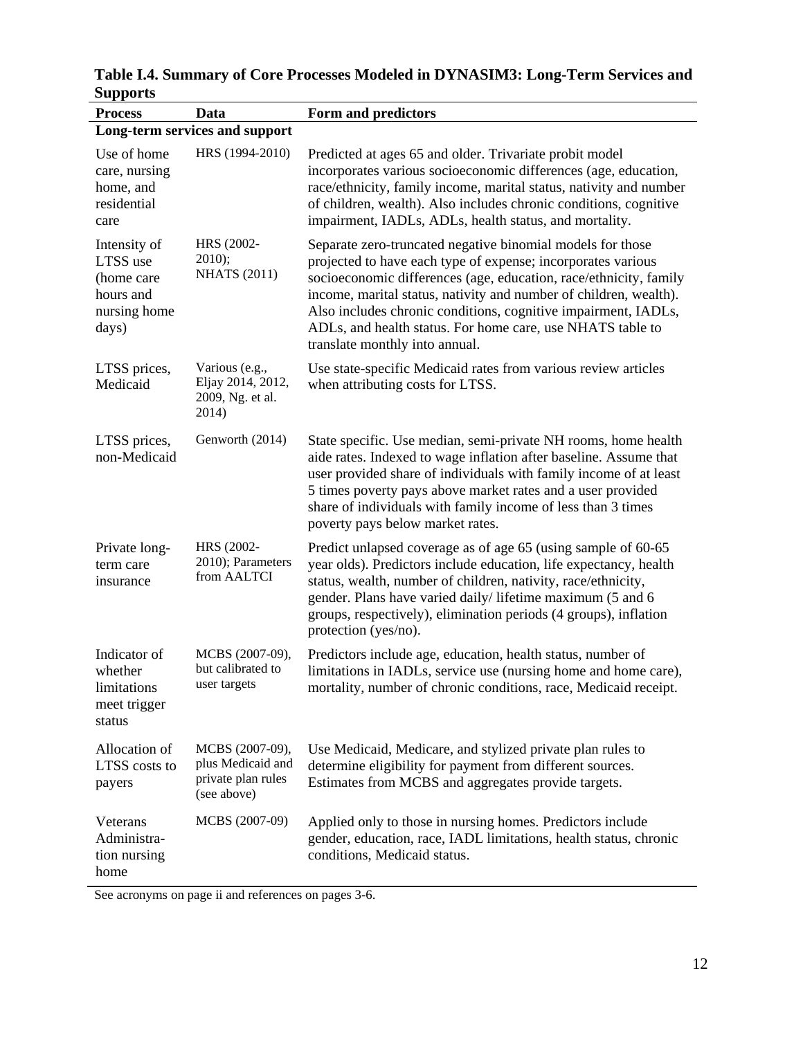**Table I.4. Summary of Core Processes Modeled in DYNASIM3: Long-Term Services and Supports**

| Process | Data | Form and predictors |
|---|---|---|
| **Long-term services and support** | | |
| Use of home care, nursing home, and residential care | HRS (1994-2010) | Predicted at ages 65 and older. Trivariate probit model incorporates various socioeconomic differences (age, education, race/ethnicity, family income, marital status, nativity and number of children, wealth). Also includes chronic conditions, cognitive impairment, IADLs, ADLs, health status, and mortality. |
| Intensity of LTSS use (home care hours and nursing home days) | HRS (2002-2010); NHATS (2011) | Separate zero-truncated negative binomial models for those projected to have each type of expense; incorporates various socioeconomic differences (age, education, race/ethnicity, family income, marital status, nativity and number of children, wealth). Also includes chronic conditions, cognitive impairment, IADLs, ADLs, and health status. For home care, use NHATS table to translate monthly into annual. |
| LTSS prices, Medicaid | Various (e.g., Eljay 2014, 2012, 2009, Ng. et al. 2014) | Use state-specific Medicaid rates from various review articles when attributing costs for LTSS. |
| LTSS prices, non-Medicaid | Genworth (2014) | State specific. Use median, semi-private NH rooms, home health aide rates. Indexed to wage inflation after baseline. Assume that user provided share of individuals with family income of at least 5 times poverty pays above market rates and a user provided share of individuals with family income of less than 3 times poverty pays below market rates. |
| Private long-term care insurance | HRS (2002-2010); Parameters from AALTCI | Predict unlapsed coverage as of age 65 (using sample of 60-65 year olds). Predictors include education, life expectancy, health status, wealth, number of children, nativity, race/ethnicity, gender. Plans have varied daily/ lifetime maximum (5 and 6 groups, respectively), elimination periods (4 groups), inflation protection (yes/no). |
| Indicator of whether limitations meet trigger status | MCBS (2007-09), but calibrated to user targets | Predictors include age, education, health status, number of limitations in IADLs, service use (nursing home and home care), mortality, number of chronic conditions, race, Medicaid receipt. |
| Allocation of LTSS costs to payers | MCBS (2007-09), plus Medicaid and private plan rules (see above) | Use Medicaid, Medicare, and stylized private plan rules to determine eligibility for payment from different sources. Estimates from MCBS and aggregates provide targets. |
| Veterans Administration nursing home | MCBS (2007-09) | Applied only to those in nursing homes. Predictors include gender, education, race, IADL limitations, health status, chronic conditions, Medicaid status. |

See acronyms on page ii and references on pages 3-6.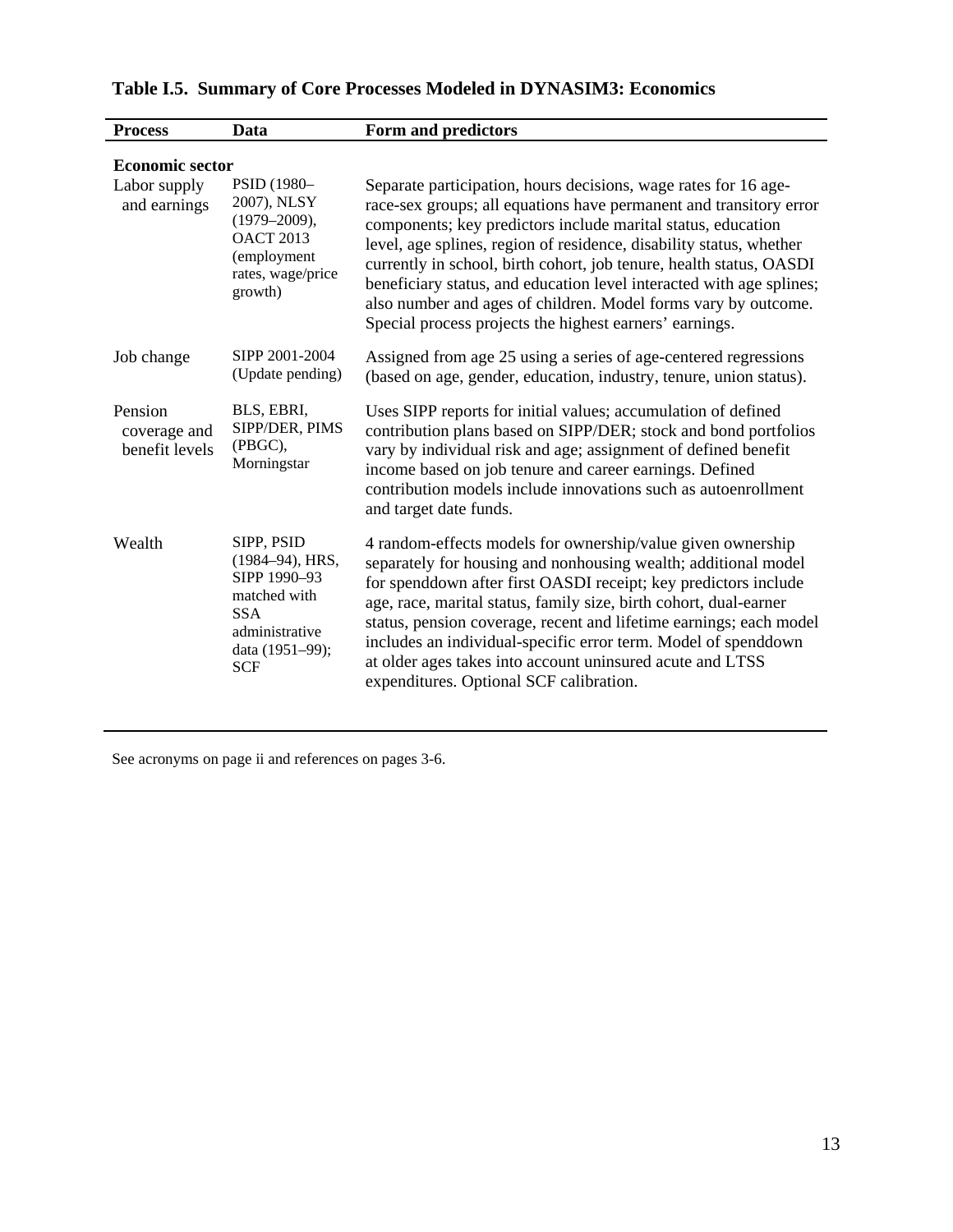**Table I.5. Summary of Core Processes Modeled in DYNASIM3: Economics**

| Process | Data | Form and predictors |
|---|---|---|
| **Economic sector** | | |
| Labor supply and earnings | PSID (1980–2007), NLSY (1979–2009), OACT 2013 (employment rates, wage/price growth) | Separate participation, hours decisions, wage rates for 16 age-race-sex groups; all equations have permanent and transitory error components; key predictors include marital status, education level, age splines, region of residence, disability status, whether currently in school, birth cohort, job tenure, health status, OASDI beneficiary status, and education level interacted with age splines; also number and ages of children. Model forms vary by outcome. Special process projects the highest earners' earnings. |
| Job change | SIPP 2001-2004 (Update pending) | Assigned from age 25 using a series of age-centered regressions (based on age, gender, education, industry, tenure, union status). |
| Pension coverage and benefit levels | BLS, EBRI, SIPP/DER, PIMS (PBGC), Morningstar | Uses SIPP reports for initial values; accumulation of defined contribution plans based on SIPP/DER; stock and bond portfolios vary by individual risk and age; assignment of defined benefit income based on job tenure and career earnings. Defined contribution models include innovations such as autoenrollment and target date funds. |
| Wealth | SIPP, PSID (1984–94), HRS, SIPP 1990–93 matched with SSA administrative data (1951–99); SCF | 4 random-effects models for ownership/value given ownership separately for housing and nonhousing wealth; additional model for spenddown after first OASDI receipt; key predictors include age, race, marital status, family size, birth cohort, dual-earner status, pension coverage, recent and lifetime earnings; each model includes an individual-specific error term. Model of spenddown at older ages takes into account uninsured acute and LTSS expenditures. Optional SCF calibration. |

See acronyms on page ii and references on pages 3-6.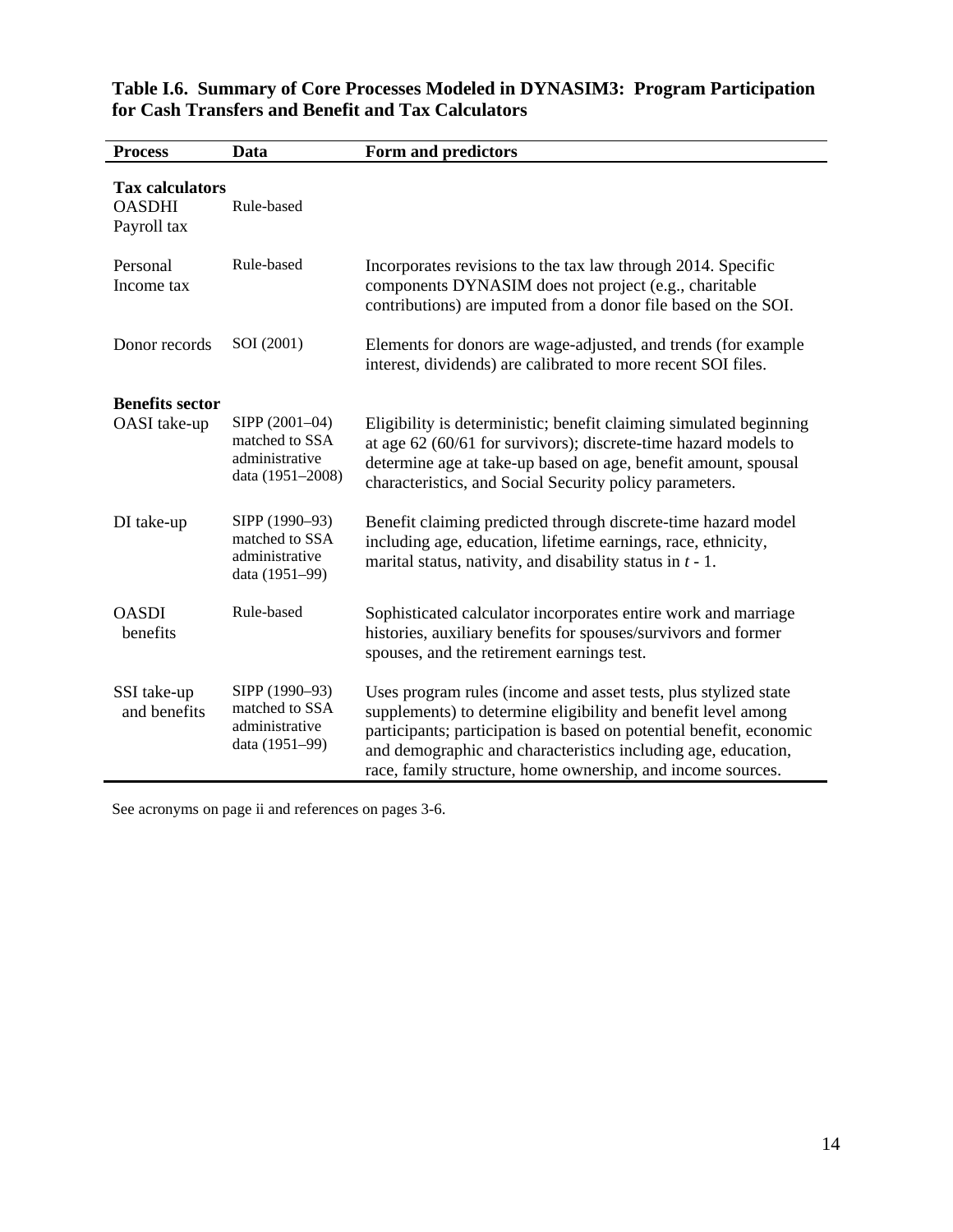**Table I.6. Summary of Core Processes Modeled in DYNASIM3: Program Participation for Cash Transfers and Benefit and Tax Calculators**

| Process | Data | Form and predictors |
|---|---|---|
| **Tax calculators** | | |
| OASDHI Payroll tax | Rule-based | |
| Personal Income tax | Rule-based | Incorporates revisions to the tax law through 2014. Specific components DYNASIM does not project (e.g., charitable contributions) are imputed from a donor file based on the SOI. |
| Donor records | SOI (2001) | Elements for donors are wage-adjusted, and trends (for example interest, dividends) are calibrated to more recent SOI files. |
| **Benefits sector** | | |
| OASI take-up | SIPP (2001–04) matched to SSA administrative data (1951–2008) | Eligibility is deterministic; benefit claiming simulated beginning at age 62 (60/61 for survivors); discrete-time hazard models to determine age at take-up based on age, benefit amount, spousal characteristics, and Social Security policy parameters. |
| DI take-up | SIPP (1990–93) matched to SSA administrative data (1951–99) | Benefit claiming predicted through discrete-time hazard model including age, education, lifetime earnings, race, ethnicity, marital status, nativity, and disability status in *t* - 1. |
| OASDI benefits | Rule-based | Sophisticated calculator incorporates entire work and marriage histories, auxiliary benefits for spouses/survivors and former spouses, and the retirement earnings test. |
| SSI take-up and benefits | SIPP (1990–93) matched to SSA administrative data (1951–99) | Uses program rules (income and asset tests, plus stylized state supplements) to determine eligibility and benefit level among participants; participation is based on potential benefit, economic and demographic and characteristics including age, education, race, family structure, home ownership, and income sources. |

See acronyms on page ii and references on pages 3-6.